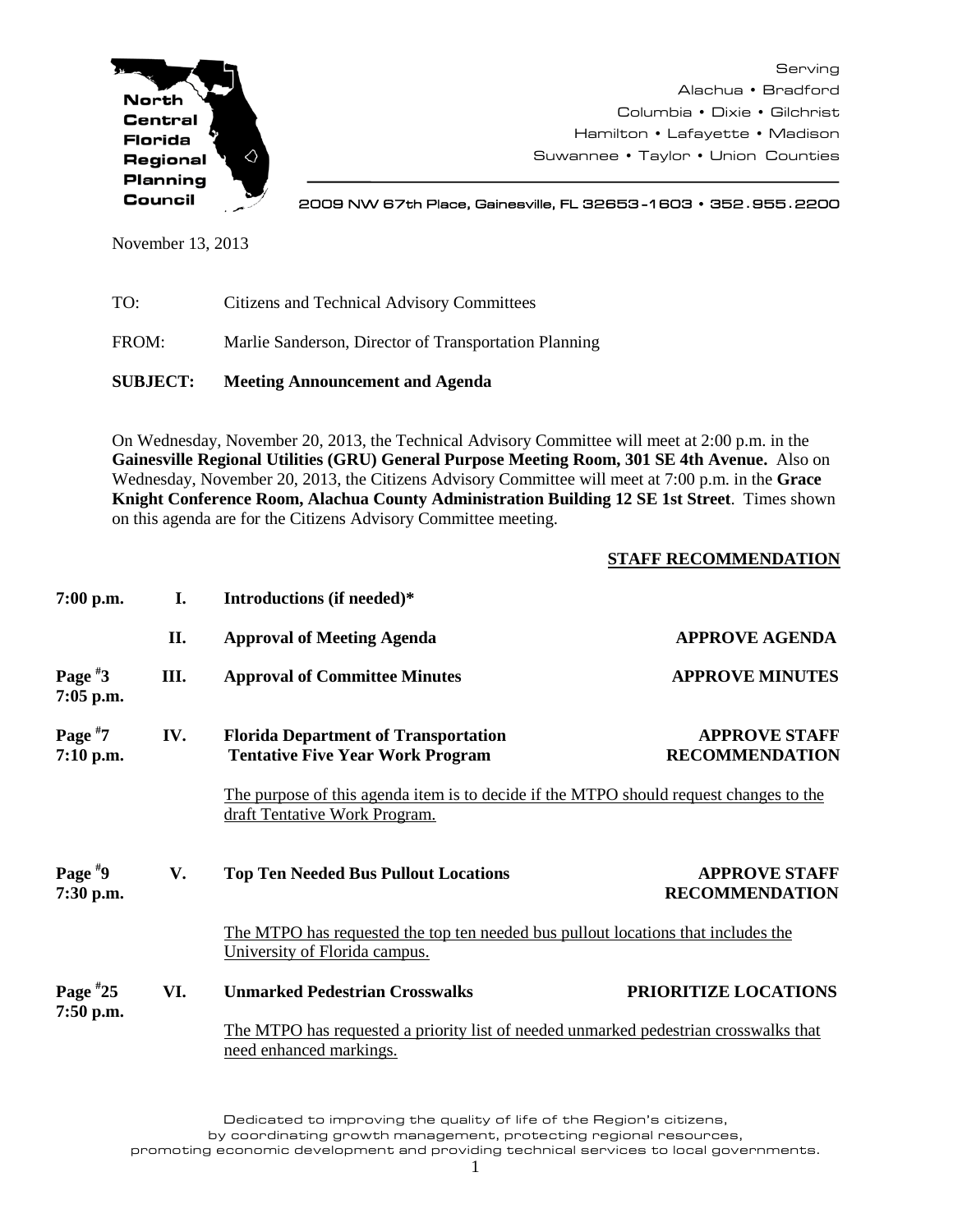North Central Florida Regional Planning Council

Serving
Alachua • Bradford
Columbia • Dixie • Gilchrist
Hamilton • Lafayette • Madison
Suwannee • Taylor • Union Counties

2009 NW 67th Place, Gainesville, FL 32653-1603 • 352.955.2200

November 13, 2013

TO: Citizens and Technical Advisory Committees

FROM: Marlie Sanderson, Director of Transportation Planning

**SUBJECT: Meeting Announcement and Agenda**

On Wednesday, November 20, 2013, the Technical Advisory Committee will meet at 2:00 p.m. in the **Gainesville Regional Utilities (GRU) General Purpose Meeting Room, 301 SE 4th Avenue.** Also on Wednesday, November 20, 2013, the Citizens Advisory Committee will meet at 7:00 p.m. in the **Grace Knight Conference Room, Alachua County Administration Building 12 SE 1st Street**. Times shown on this agenda are for the Citizens Advisory Committee meeting.

| | | | **STAFF RECOMMENDATION** |
|---|---|---|---|
| **7:00 p.m.** | **I.** | **Introductions (if needed)*** | |
| | **II.** | **Approval of Meeting Agenda** | **APPROVE AGENDA** |
| **Page #3 7:05 p.m.** | **III.** | **Approval of Committee Minutes** | **APPROVE MINUTES** |
| **Page #7 7:10 p.m.** | **IV.** | **Florida Department of Transportation Tentative Five Year Work Program** | **APPROVE STAFF RECOMMENDATION** |
| **Page #9 7:30 p.m.** | **V.** | **Top Ten Needed Bus Pullout Locations** | **APPROVE STAFF RECOMMENDATION** |
| **Page #25 7:50 p.m.** | **VI.** | **Unmarked Pedestrian Crosswalks** | **PRIORITIZE LOCATIONS** |

Item IV: The purpose of this agenda item is to decide if the MTPO should request changes to the draft Tentative Work Program.

Item V: The MTPO has requested the top ten needed bus pullout locations that includes the University of Florida campus.

Item VI: The MTPO has requested a priority list of needed unmarked pedestrian crosswalks that need enhanced markings.

Dedicated to improving the quality of life of the Region's citizens, by coordinating growth management, protecting regional resources, promoting economic development and providing technical services to local governments.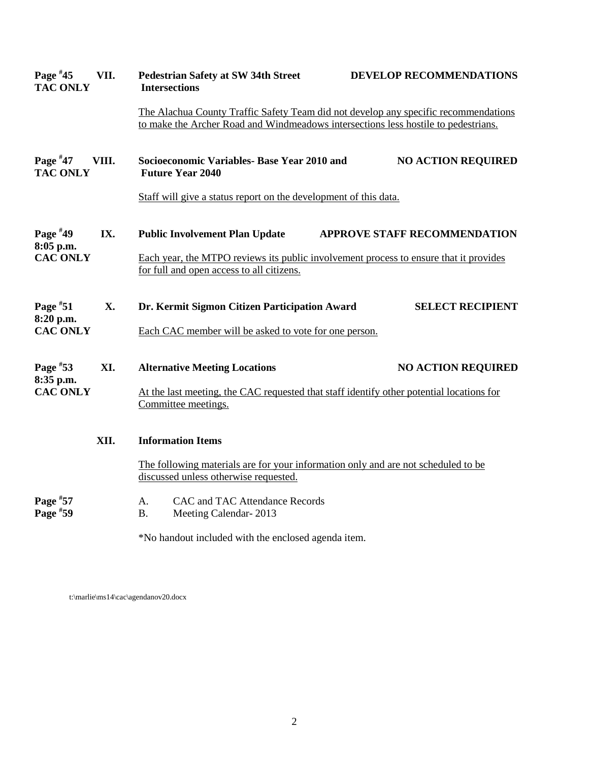**Page #45 TAC ONLY** **VII. Pedestrian Safety at SW 34th Street Intersections** **DEVELOP RECOMMENDATIONS**

The Alachua County Traffic Safety Team did not develop any specific recommendations to make the Archer Road and Windmeadows intersections less hostile to pedestrians.

**Page #47 TAC ONLY** **VIII. Socioeconomic Variables- Base Year 2010 and Future Year 2040** **NO ACTION REQUIRED**

Staff will give a status report on the development of this data.

**Page #49 8:05 p.m. CAC ONLY** **IX. Public Involvement Plan Update** **APPROVE STAFF RECOMMENDATION**

Each year, the MTPO reviews its public involvement process to ensure that it provides for full and open access to all citizens.

**Page #51 8:20 p.m. CAC ONLY** **X. Dr. Kermit Sigmon Citizen Participation Award** **SELECT RECIPIENT**

Each CAC member will be asked to vote for one person.

**Page #53 8:35 p.m. CAC ONLY** **XI. Alternative Meeting Locations** **NO ACTION REQUIRED**

At the last meeting, the CAC requested that staff identify other potential locations for Committee meetings.

**XII. Information Items**

The following materials are for your information only and are not scheduled to be discussed unless otherwise requested.

**Page #57** A. CAC and TAC Attendance Records
**Page #59** B. Meeting Calendar- 2013

*No handout included with the enclosed agenda item.

t:\marlie\ms14\cac\agendanov20.docx